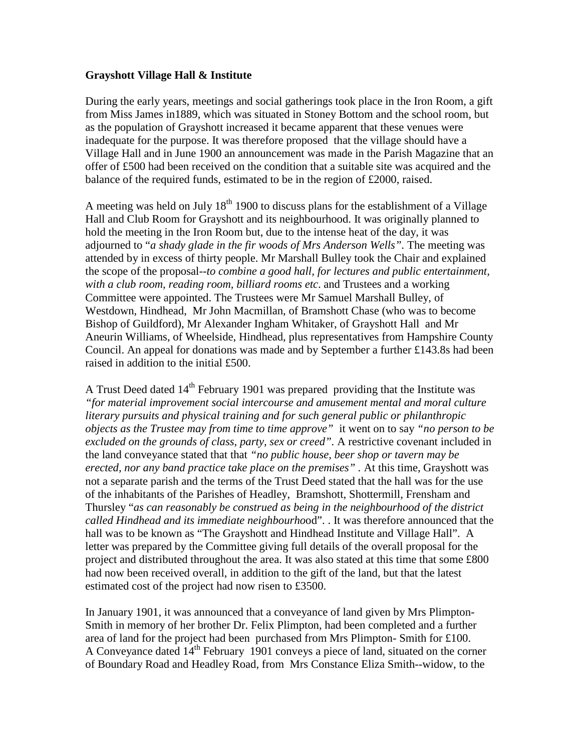**Grayshott Village Hall & Institute**

During the early years, meetings and social gatherings took place in the Iron Room, a gift from Miss James in1889, which was situated in Stoney Bottom and the school room, but as the population of Grayshott increased it became apparent that these venues were inadequate for the purpose. It was therefore proposed that the village should have a Village Hall and in June 1900 an announcement was made in the Parish Magazine that an offer of £500 had been received on the condition that a suitable site was acquired and the balance of the required funds, estimated to be in the region of £2000, raised.

A meeting was held on July 18th 1900 to discuss plans for the establishment of a Village Hall and Club Room for Grayshott and its neighbourhood. It was originally planned to hold the meeting in the Iron Room but, due to the intense heat of the day, it was adjourned to "*a shady glade in the fir woods of Mrs Anderson Wells".* The meeting was attended by in excess of thirty people. Mr Marshall Bulley took the Chair and explained the scope of the proposal--*to combine a good hall, for lectures and public entertainment, with a club room, reading room, billiard rooms etc*. and Trustees and a working Committee were appointed. The Trustees were Mr Samuel Marshall Bulley, of Westdown, Hindhead, Mr John Macmillan, of Bramshott Chase (who was to become Bishop of Guildford), Mr Alexander Ingham Whitaker, of Grayshott Hall and Mr Aneurin Williams, of Wheelside, Hindhead, plus representatives from Hampshire County Council. An appeal for donations was made and by September a further £143.8s had been raised in addition to the initial £500.

A Trust Deed dated 14th February 1901 was prepared providing that the Institute was *"for material improvement social intercourse and amusement mental and moral culture literary pursuits and physical training and for such general public or philanthropic objects as the Trustee may from time to time approve"* it went on to say *"no person to be excluded on the grounds of class, party, sex or creed".* A restrictive covenant included in the land conveyance stated that that *"no public house, beer shop or tavern may be erected, nor any band practice take place on the premises"* . At this time, Grayshott was not a separate parish and the terms of the Trust Deed stated that the hall was for the use of the inhabitants of the Parishes of Headley, Bramshott, Shottermill, Frensham and Thursley "*as can reasonably be construed as being in the neighbourhood of the district called Hindhead and its immediate neighbourho*od". . It was therefore announced that the hall was to be known as "The Grayshott and Hindhead Institute and Village Hall". A letter was prepared by the Committee giving full details of the overall proposal for the project and distributed throughout the area. It was also stated at this time that some £800 had now been received overall, in addition to the gift of the land, but that the latest estimated cost of the project had now risen to £3500.

In January 1901, it was announced that a conveyance of land given by Mrs Plimpton-Smith in memory of her brother Dr. Felix Plimpton, had been completed and a further area of land for the project had been purchased from Mrs Plimpton- Smith for £100. A Conveyance dated 14th February 1901 conveys a piece of land, situated on the corner of Boundary Road and Headley Road, from Mrs Constance Eliza Smith--widow, to the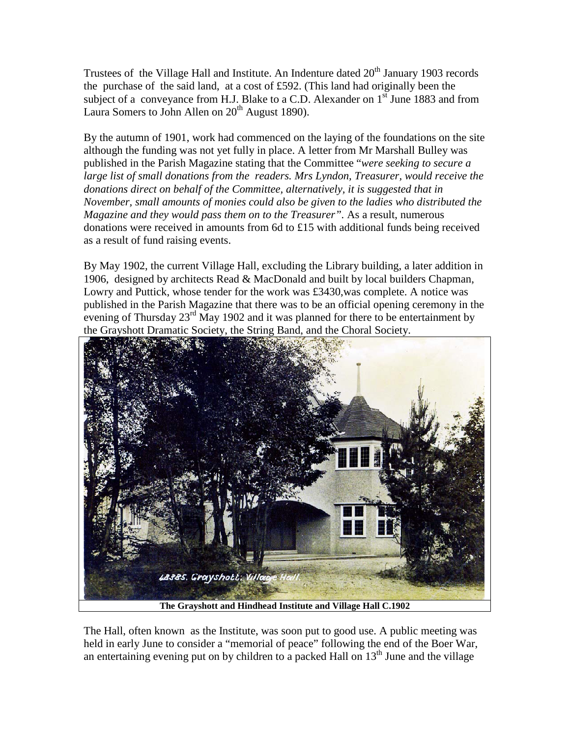Trustees of the Village Hall and Institute. An Indenture dated 20th January 1903 records the purchase of the said land, at a cost of £592. (This land had originally been the subject of a conveyance from H.J. Blake to a C.D. Alexander on 1st June 1883 and from Laura Somers to John Allen on 20th August 1890).

By the autumn of 1901, work had commenced on the laying of the foundations on the site although the funding was not yet fully in place. A letter from Mr Marshall Bulley was published in the Parish Magazine stating that the Committee "*were seeking to secure a large list of small donations from the readers. Mrs Lyndon, Treasurer, would receive the donations direct on behalf of the Committee, alternatively, it is suggested that in November, small amounts of monies could also be given to the ladies who distributed the Magazine and they would pass them on to the Treasurer"*. As a result, numerous donations were received in amounts from 6d to £15 with additional funds being received as a result of fund raising events.

By May 1902, the current Village Hall, excluding the Library building, a later addition in 1906, designed by architects Read & MacDonald and built by local builders Chapman, Lowry and Puttick, whose tender for the work was £3430,was complete. A notice was published in the Parish Magazine that there was to be an official opening ceremony in the evening of Thursday 23rd May 1902 and it was planned for there to be entertainment by the Grayshott Dramatic Society, the String Band, and the Choral Society.

**The Grayshott and Hindhead Institute and Village Hall C.1902**

The Hall, often known as the Institute, was soon put to good use. A public meeting was held in early June to consider a "memorial of peace" following the end of the Boer War, an entertaining evening put on by children to a packed Hall on 13th June and the village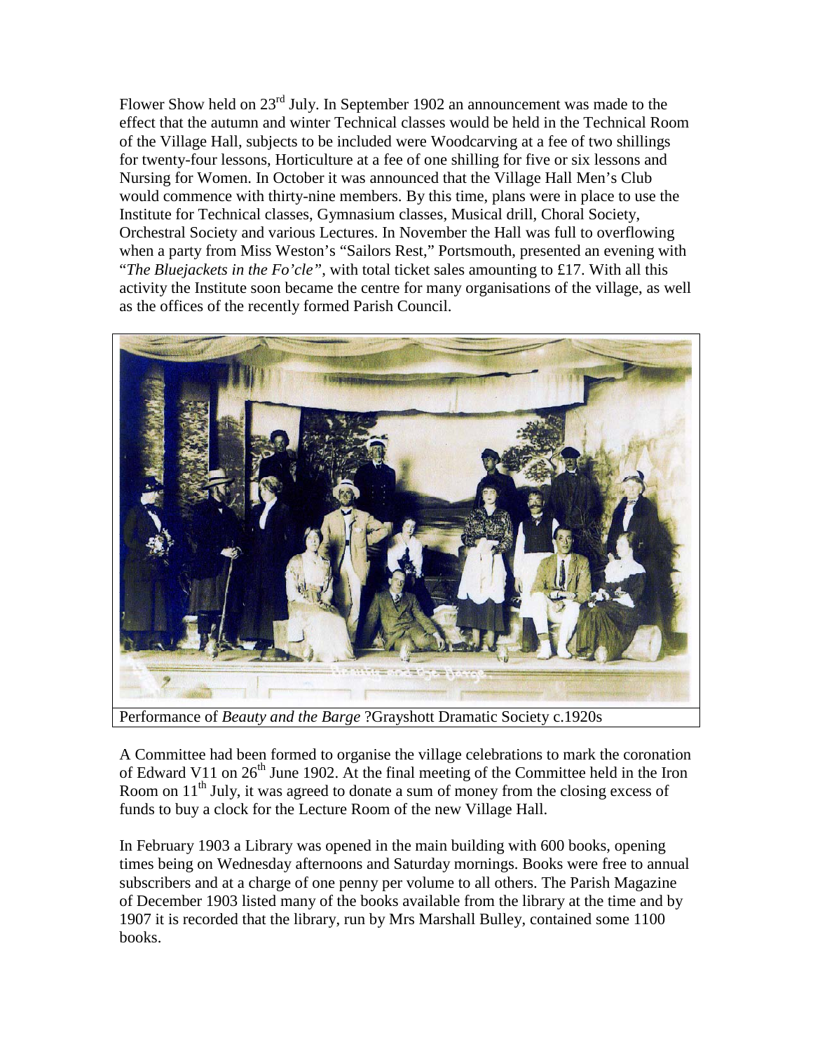Flower Show held on 23rd July. In September 1902 an announcement was made to the effect that the autumn and winter Technical classes would be held in the Technical Room of the Village Hall, subjects to be included were Woodcarving at a fee of two shillings for twenty-four lessons, Horticulture at a fee of one shilling for five or six lessons and Nursing for Women. In October it was announced that the Village Hall Men's Club would commence with thirty-nine members. By this time, plans were in place to use the Institute for Technical classes, Gymnasium classes, Musical drill, Choral Society, Orchestral Society and various Lectures. In November the Hall was full to overflowing when a party from Miss Weston's "Sailors Rest," Portsmouth, presented an evening with "*The Bluejackets in the Fo'cle"*, with total ticket sales amounting to £17. With all this activity the Institute soon became the centre for many organisations of the village, as well as the offices of the recently formed Parish Council.

Performance of *Beauty and the Barge* ?Grayshott Dramatic Society c.1920s

A Committee had been formed to organise the village celebrations to mark the coronation of Edward V11 on 26th June 1902. At the final meeting of the Committee held in the Iron Room on 11th July, it was agreed to donate a sum of money from the closing excess of funds to buy a clock for the Lecture Room of the new Village Hall.

In February 1903 a Library was opened in the main building with 600 books, opening times being on Wednesday afternoons and Saturday mornings. Books were free to annual subscribers and at a charge of one penny per volume to all others. The Parish Magazine of December 1903 listed many of the books available from the library at the time and by 1907 it is recorded that the library, run by Mrs Marshall Bulley, contained some 1100 books.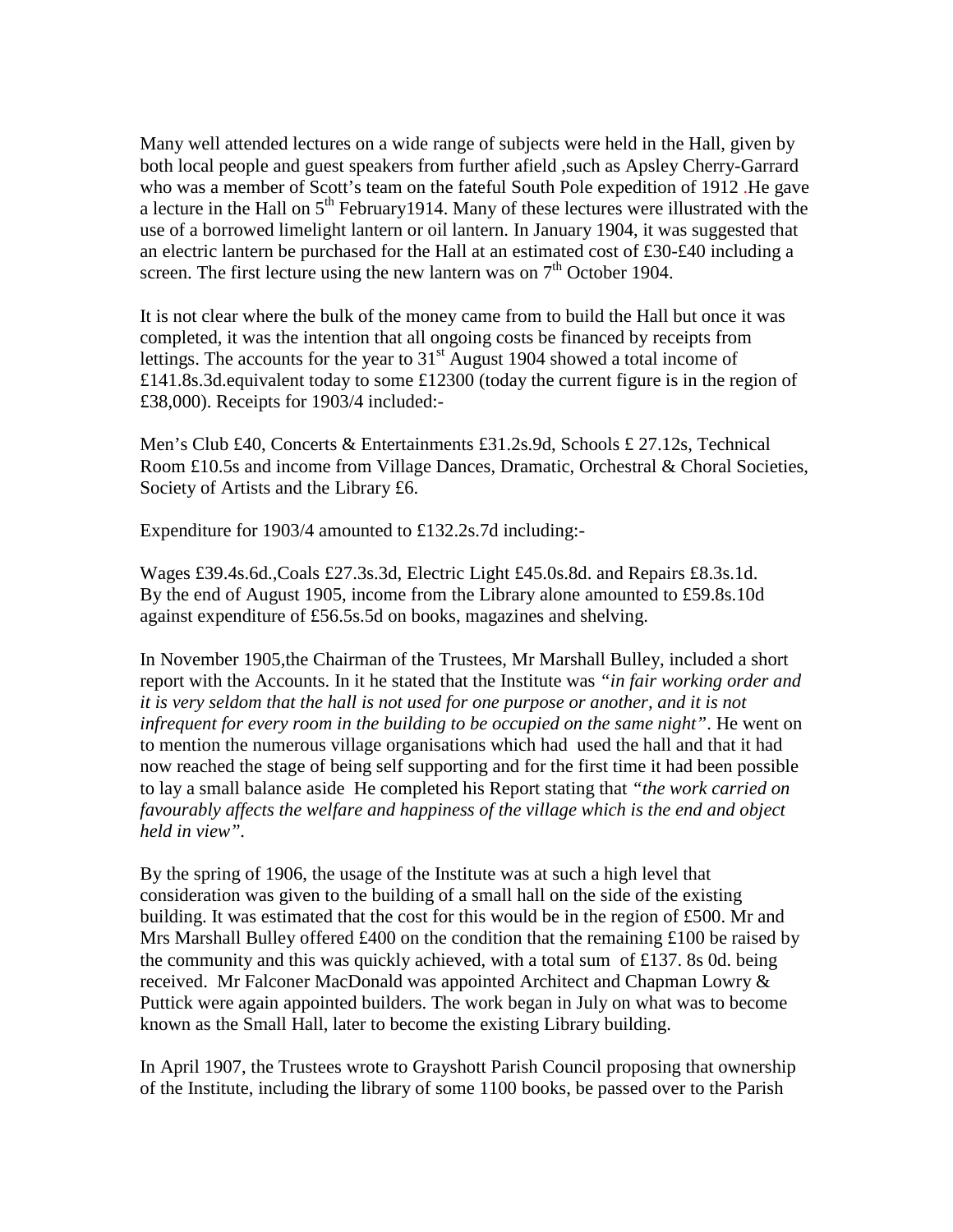Many well attended lectures on a wide range of subjects were held in the Hall, given by both local people and guest speakers from further afield ,such as Apsley Cherry-Garrard who was a member of Scott's team on the fateful South Pole expedition of 1912 .He gave a lecture in the Hall on 5th February1914. Many of these lectures were illustrated with the use of a borrowed limelight lantern or oil lantern. In January 1904, it was suggested that an electric lantern be purchased for the Hall at an estimated cost of £30-£40 including a screen. The first lecture using the new lantern was on 7th October 1904.

It is not clear where the bulk of the money came from to build the Hall but once it was completed, it was the intention that all ongoing costs be financed by receipts from lettings. The accounts for the year to 31st August 1904 showed a total income of £141.8s.3d.equivalent today to some £12300 (today the current figure is in the region of £38,000). Receipts for 1903/4 included:-

Men's Club £40, Concerts & Entertainments £31.2s.9d, Schools £ 27.12s, Technical Room £10.5s and income from Village Dances, Dramatic, Orchestral & Choral Societies, Society of Artists and the Library £6.

Expenditure for 1903/4 amounted to £132.2s.7d including:-

Wages £39.4s.6d.,Coals £27.3s.3d, Electric Light £45.0s.8d. and Repairs £8.3s.1d. By the end of August 1905, income from the Library alone amounted to £59.8s.10d against expenditure of £56.5s.5d on books, magazines and shelving.

In November 1905,the Chairman of the Trustees, Mr Marshall Bulley, included a short report with the Accounts. In it he stated that the Institute was *"in fair working order and it is very seldom that the hall is not used for one purpose or another, and it is not infrequent for every room in the building to be occupied on the same night"*. He went on to mention the numerous village organisations which had used the hall and that it had now reached the stage of being self supporting and for the first time it had been possible to lay a small balance aside He completed his Report stating that *"the work carried on favourably affects the welfare and happiness of the village which is the end and object held in view"*.

By the spring of 1906, the usage of the Institute was at such a high level that consideration was given to the building of a small hall on the side of the existing building. It was estimated that the cost for this would be in the region of £500. Mr and Mrs Marshall Bulley offered £400 on the condition that the remaining £100 be raised by the community and this was quickly achieved, with a total sum of £137. 8s 0d. being received. Mr Falconer MacDonald was appointed Architect and Chapman Lowry & Puttick were again appointed builders. The work began in July on what was to become known as the Small Hall, later to become the existing Library building.

In April 1907, the Trustees wrote to Grayshott Parish Council proposing that ownership of the Institute, including the library of some 1100 books, be passed over to the Parish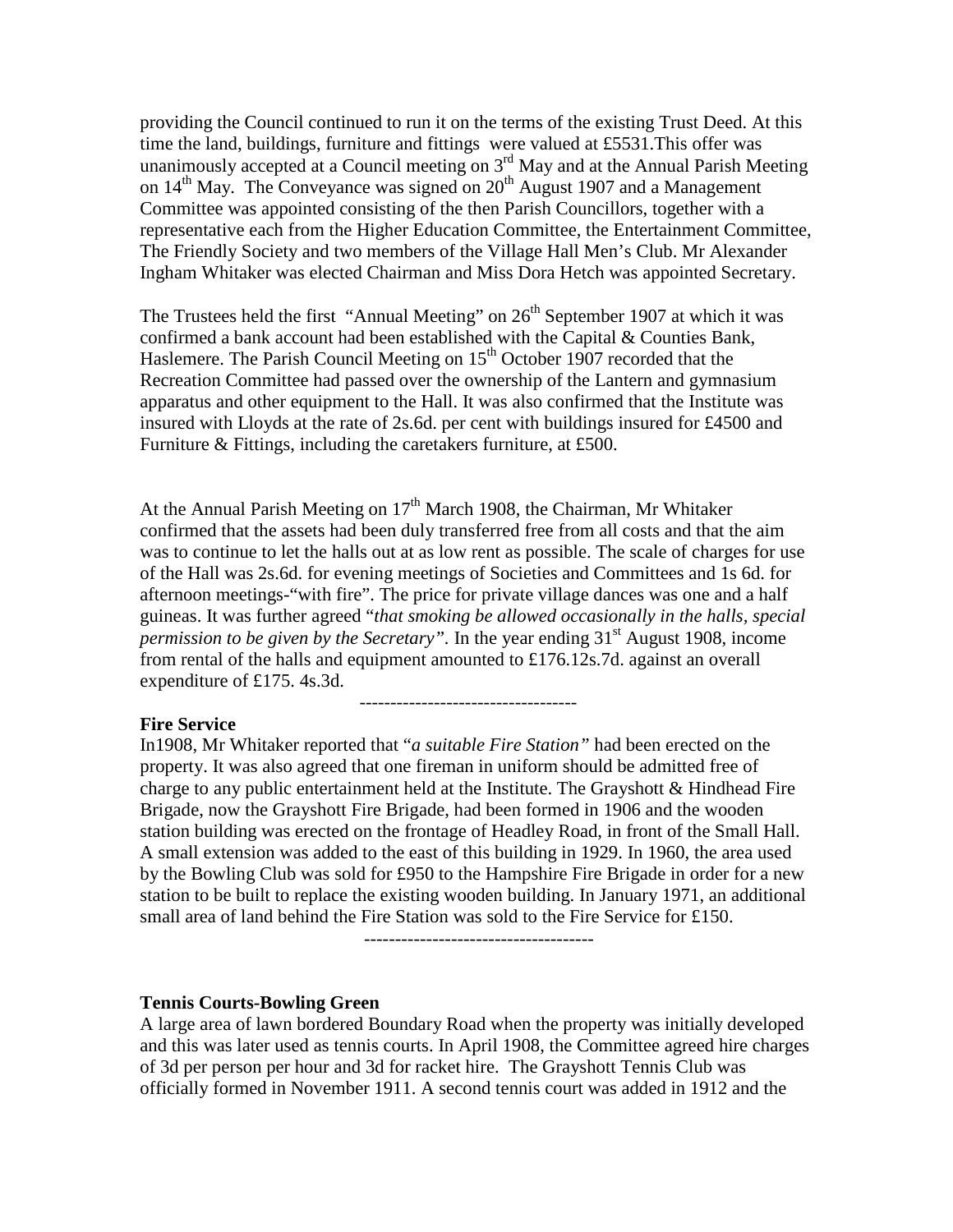providing the Council continued to run it on the terms of the existing Trust Deed. At this time the land, buildings, furniture and fittings were valued at £5531.This offer was unanimously accepted at a Council meeting on 3rd May and at the Annual Parish Meeting on 14th May. The Conveyance was signed on 20th August 1907 and a Management Committee was appointed consisting of the then Parish Councillors, together with a representative each from the Higher Education Committee, the Entertainment Committee, The Friendly Society and two members of the Village Hall Men's Club. Mr Alexander Ingham Whitaker was elected Chairman and Miss Dora Hetch was appointed Secretary.

The Trustees held the first "Annual Meeting" on 26th September 1907 at which it was confirmed a bank account had been established with the Capital & Counties Bank, Haslemere. The Parish Council Meeting on 15th October 1907 recorded that the Recreation Committee had passed over the ownership of the Lantern and gymnasium apparatus and other equipment to the Hall. It was also confirmed that the Institute was insured with Lloyds at the rate of 2s.6d. per cent with buildings insured for £4500 and Furniture & Fittings, including the caretakers furniture, at £500.

At the Annual Parish Meeting on 17th March 1908, the Chairman, Mr Whitaker confirmed that the assets had been duly transferred free from all costs and that the aim was to continue to let the halls out at as low rent as possible. The scale of charges for use of the Hall was 2s.6d. for evening meetings of Societies and Committees and 1s 6d. for afternoon meetings-"with fire". The price for private village dances was one and a half guineas. It was further agreed "*that smoking be allowed occasionally in the halls, special permission to be given by the Secretary*". In the year ending 31st August 1908, income from rental of the halls and equipment amounted to £176.12s.7d. against an overall expenditure of £175. 4s.3d.

-----------------------------------

**Fire Service**

In1908, Mr Whitaker reported that "*a suitable Fire Station*" had been erected on the property. It was also agreed that one fireman in uniform should be admitted free of charge to any public entertainment held at the Institute. The Grayshott & Hindhead Fire Brigade, now the Grayshott Fire Brigade, had been formed in 1906 and the wooden station building was erected on the frontage of Headley Road, in front of the Small Hall. A small extension was added to the east of this building in 1929. In 1960, the area used by the Bowling Club was sold for £950 to the Hampshire Fire Brigade in order for a new station to be built to replace the existing wooden building. In January 1971, an additional small area of land behind the Fire Station was sold to the Fire Service for £150.

-------------------------------------

**Tennis Courts-Bowling Green**

A large area of lawn bordered Boundary Road when the property was initially developed and this was later used as tennis courts. In April 1908, the Committee agreed hire charges of 3d per person per hour and 3d for racket hire. The Grayshott Tennis Club was officially formed in November 1911. A second tennis court was added in 1912 and the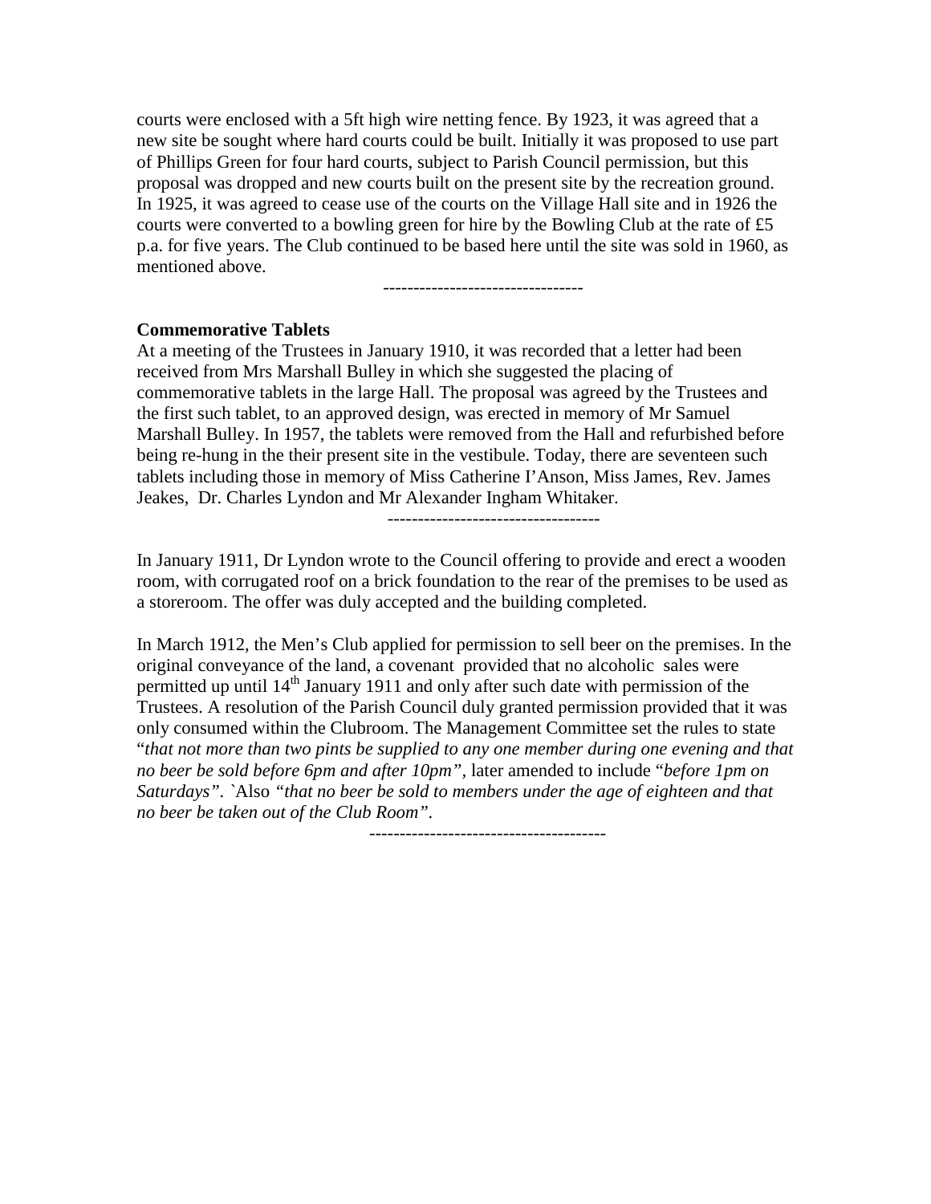courts were enclosed with a 5ft high wire netting fence. By 1923, it was agreed that a new site be sought where hard courts could be built. Initially it was proposed to use part of Phillips Green for four hard courts, subject to Parish Council permission, but this proposal was dropped and new courts built on the present site by the recreation ground. In 1925, it was agreed to cease use of the courts on the Village Hall site and in 1926 the courts were converted to a bowling green for hire by the Bowling Club at the rate of £5 p.a. for five years. The Club continued to be based here until the site was sold in 1960, as mentioned above.

---------------------------------

**Commemorative Tablets**

At a meeting of the Trustees in January 1910, it was recorded that a letter had been received from Mrs Marshall Bulley in which she suggested the placing of commemorative tablets in the large Hall. The proposal was agreed by the Trustees and the first such tablet, to an approved design, was erected in memory of Mr Samuel Marshall Bulley. In 1957, the tablets were removed from the Hall and refurbished before being re-hung in the their present site in the vestibule. Today, there are seventeen such tablets including those in memory of Miss Catherine I'Anson, Miss James, Rev. James Jeakes, Dr. Charles Lyndon and Mr Alexander Ingham Whitaker.

-----------------------------------

In January 1911, Dr Lyndon wrote to the Council offering to provide and erect a wooden room, with corrugated roof on a brick foundation to the rear of the premises to be used as a storeroom. The offer was duly accepted and the building completed.

In March 1912, the Men's Club applied for permission to sell beer on the premises. In the original conveyance of the land, a covenant provided that no alcoholic sales were permitted up until 14th January 1911 and only after such date with permission of the Trustees. A resolution of the Parish Council duly granted permission provided that it was only consumed within the Clubroom. The Management Committee set the rules to state "*that not more than two pints be supplied to any one member during one evening and that no beer be sold before 6pm and after 10pm"*, later amended to include "*before 1pm on Saturdays"*. `Also *"that no beer be sold to members under the age of eighteen and that no beer be taken out of the Club Room"*.

--------------------------------------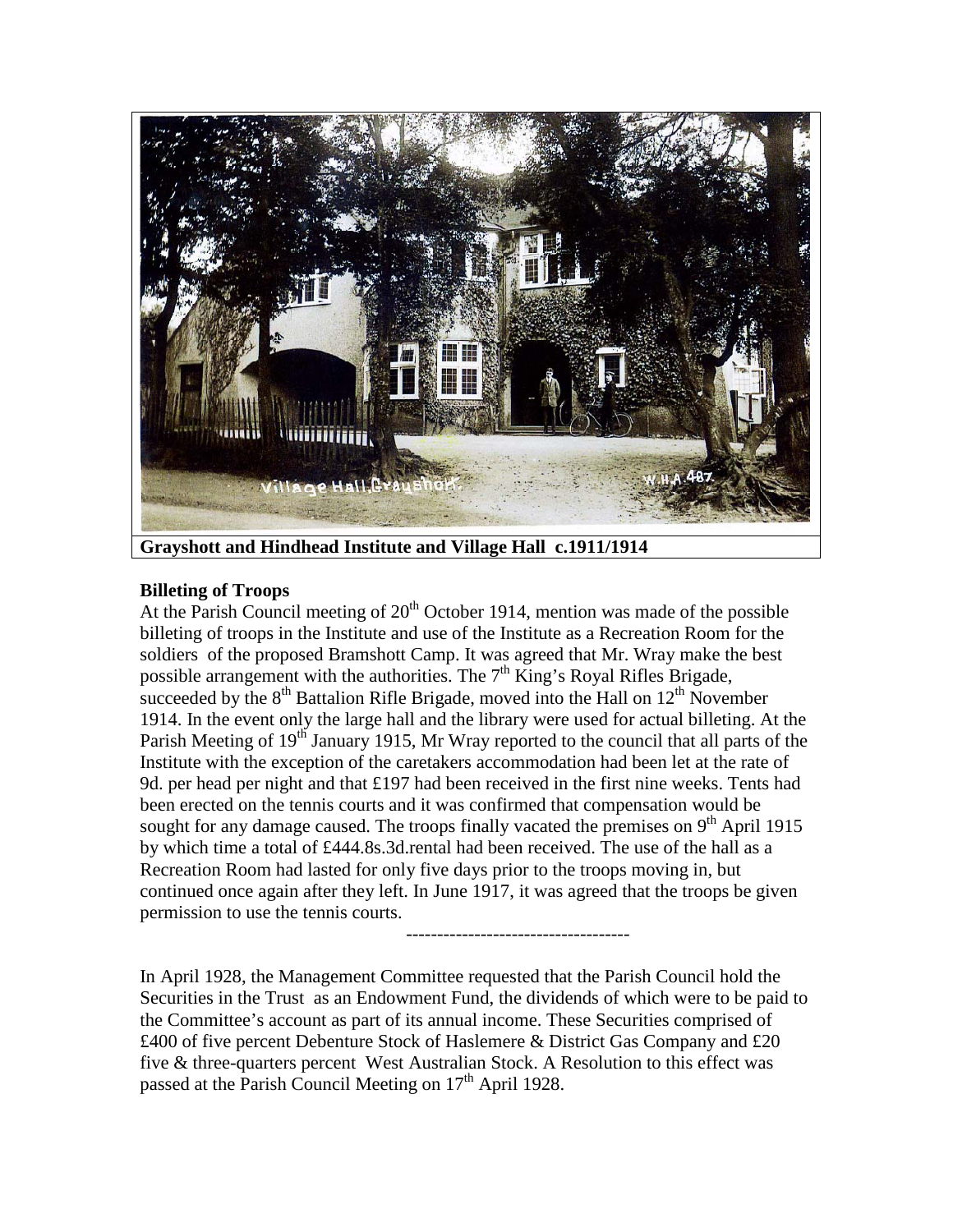**Grayshott and Hindhead Institute and Village Hall c.1911/1914**

**Billeting of Troops**

At the Parish Council meeting of 20th October 1914, mention was made of the possible billeting of troops in the Institute and use of the Institute as a Recreation Room for the soldiers of the proposed Bramshott Camp. It was agreed that Mr. Wray make the best possible arrangement with the authorities. The 7th King's Royal Rifles Brigade, succeeded by the 8th Battalion Rifle Brigade, moved into the Hall on 12th November 1914. In the event only the large hall and the library were used for actual billeting. At the Parish Meeting of 19th January 1915, Mr Wray reported to the council that all parts of the Institute with the exception of the caretakers accommodation had been let at the rate of 9d. per head per night and that £197 had been received in the first nine weeks. Tents had been erected on the tennis courts and it was confirmed that compensation would be sought for any damage caused. The troops finally vacated the premises on 9th April 1915 by which time a total of £444.8s.3d.rental had been received. The use of the hall as a Recreation Room had lasted for only five days prior to the troops moving in, but continued once again after they left. In June 1917, it was agreed that the troops be given permission to use the tennis courts.

-----------------------------------

In April 1928, the Management Committee requested that the Parish Council hold the Securities in the Trust as an Endowment Fund, the dividends of which were to be paid to the Committee's account as part of its annual income. These Securities comprised of £400 of five percent Debenture Stock of Haslemere & District Gas Company and £20 five & three-quarters percent West Australian Stock. A Resolution to this effect was passed at the Parish Council Meeting on 17th April 1928.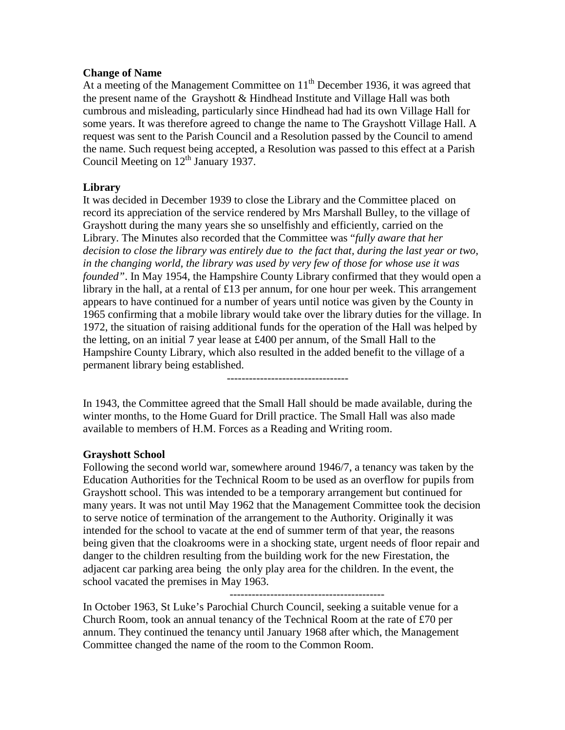**Change of Name**

At a meeting of the Management Committee on 11th December 1936, it was agreed that the present name of the Grayshott & Hindhead Institute and Village Hall was both cumbrous and misleading, particularly since Hindhead had had its own Village Hall for some years. It was therefore agreed to change the name to The Grayshott Village Hall. A request was sent to the Parish Council and a Resolution passed by the Council to amend the name. Such request being accepted, a Resolution was passed to this effect at a Parish Council Meeting on 12th January 1937.

**Library**

It was decided in December 1939 to close the Library and the Committee placed on record its appreciation of the service rendered by Mrs Marshall Bulley, to the village of Grayshott during the many years she so unselfishly and efficiently, carried on the Library. The Minutes also recorded that the Committee was "*fully aware that her decision to close the library was entirely due to the fact that, during the last year or two, in the changing world, the library was used by very few of those for whose use it was founded*". In May 1954, the Hampshire County Library confirmed that they would open a library in the hall, at a rental of £13 per annum, for one hour per week. This arrangement appears to have continued for a number of years until notice was given by the County in 1965 confirming that a mobile library would take over the library duties for the village. In 1972, the situation of raising additional funds for the operation of the Hall was helped by the letting, on an initial 7 year lease at £400 per annum, of the Small Hall to the Hampshire County Library, which also resulted in the added benefit to the village of a permanent library being established.

--------------------------------

In 1943, the Committee agreed that the Small Hall should be made available, during the winter months, to the Home Guard for Drill practice. The Small Hall was also made available to members of H.M. Forces as a Reading and Writing room.

**Grayshott School**

Following the second world war, somewhere around 1946/7, a tenancy was taken by the Education Authorities for the Technical Room to be used as an overflow for pupils from Grayshott school. This was intended to be a temporary arrangement but continued for many years. It was not until May 1962 that the Management Committee took the decision to serve notice of termination of the arrangement to the Authority. Originally it was intended for the school to vacate at the end of summer term of that year, the reasons being given that the cloakrooms were in a shocking state, urgent needs of floor repair and danger to the children resulting from the building work for the new Firestation, the adjacent car parking area being the only play area for the children. In the event, the school vacated the premises in May 1963.

------------------------------------------

In October 1963, St Luke's Parochial Church Council, seeking a suitable venue for a Church Room, took an annual tenancy of the Technical Room at the rate of £70 per annum. They continued the tenancy until January 1968 after which, the Management Committee changed the name of the room to the Common Room.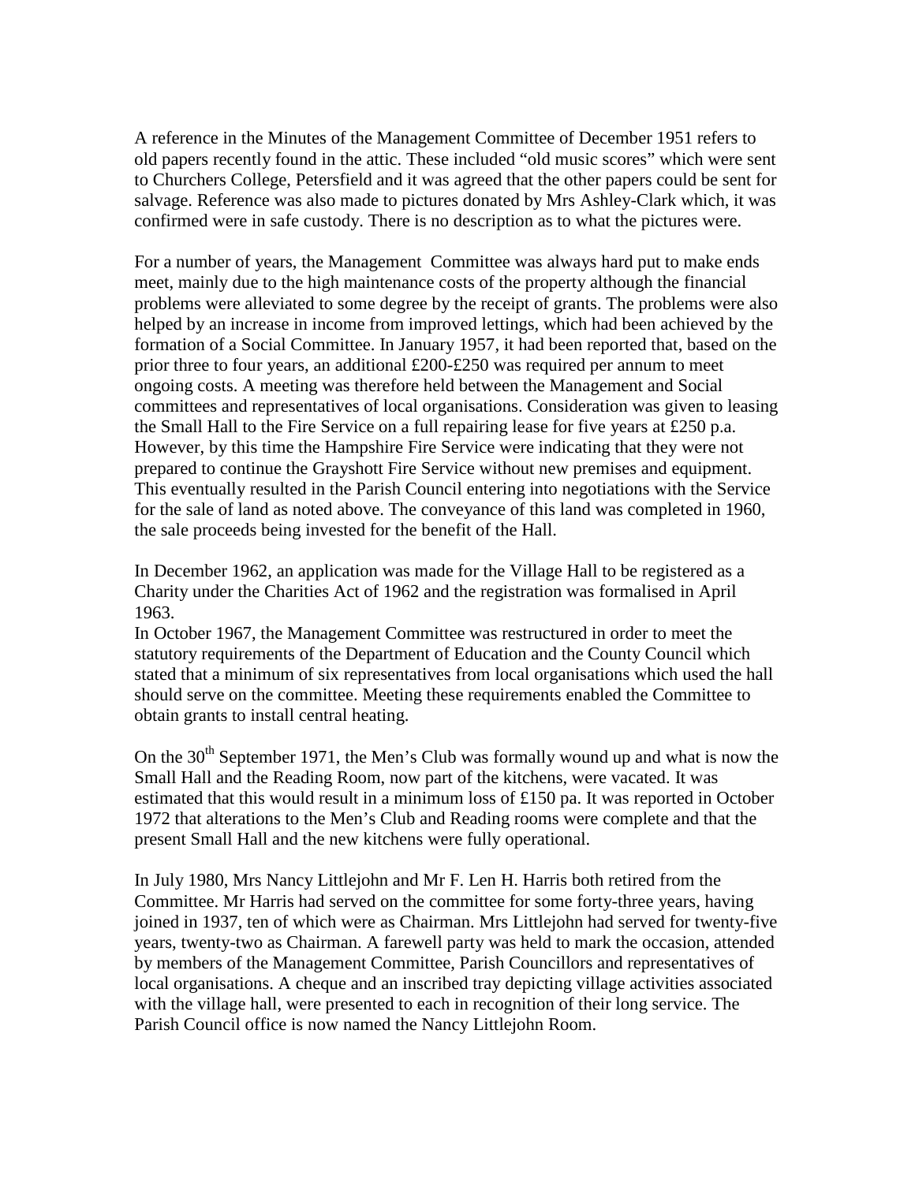A reference in the Minutes of the Management Committee of December 1951 refers to old papers recently found in the attic. These included "old music scores" which were sent to Churchers College, Petersfield and it was agreed that the other papers could be sent for salvage. Reference was also made to pictures donated by Mrs Ashley-Clark which, it was confirmed were in safe custody. There is no description as to what the pictures were.

For a number of years, the Management Committee was always hard put to make ends meet, mainly due to the high maintenance costs of the property although the financial problems were alleviated to some degree by the receipt of grants. The problems were also helped by an increase in income from improved lettings, which had been achieved by the formation of a Social Committee. In January 1957, it had been reported that, based on the prior three to four years, an additional £200-£250 was required per annum to meet ongoing costs. A meeting was therefore held between the Management and Social committees and representatives of local organisations. Consideration was given to leasing the Small Hall to the Fire Service on a full repairing lease for five years at £250 p.a. However, by this time the Hampshire Fire Service were indicating that they were not prepared to continue the Grayshott Fire Service without new premises and equipment. This eventually resulted in the Parish Council entering into negotiations with the Service for the sale of land as noted above. The conveyance of this land was completed in 1960, the sale proceeds being invested for the benefit of the Hall.

In December 1962, an application was made for the Village Hall to be registered as a Charity under the Charities Act of 1962 and the registration was formalised in April 1963.

In October 1967, the Management Committee was restructured in order to meet the statutory requirements of the Department of Education and the County Council which stated that a minimum of six representatives from local organisations which used the hall should serve on the committee. Meeting these requirements enabled the Committee to obtain grants to install central heating.

On the 30th September 1971, the Men's Club was formally wound up and what is now the Small Hall and the Reading Room, now part of the kitchens, were vacated. It was estimated that this would result in a minimum loss of £150 pa. It was reported in October 1972 that alterations to the Men's Club and Reading rooms were complete and that the present Small Hall and the new kitchens were fully operational.

In July 1980, Mrs Nancy Littlejohn and Mr F. Len H. Harris both retired from the Committee. Mr Harris had served on the committee for some forty-three years, having joined in 1937, ten of which were as Chairman. Mrs Littlejohn had served for twenty-five years, twenty-two as Chairman. A farewell party was held to mark the occasion, attended by members of the Management Committee, Parish Councillors and representatives of local organisations. A cheque and an inscribed tray depicting village activities associated with the village hall, were presented to each in recognition of their long service. The Parish Council office is now named the Nancy Littlejohn Room.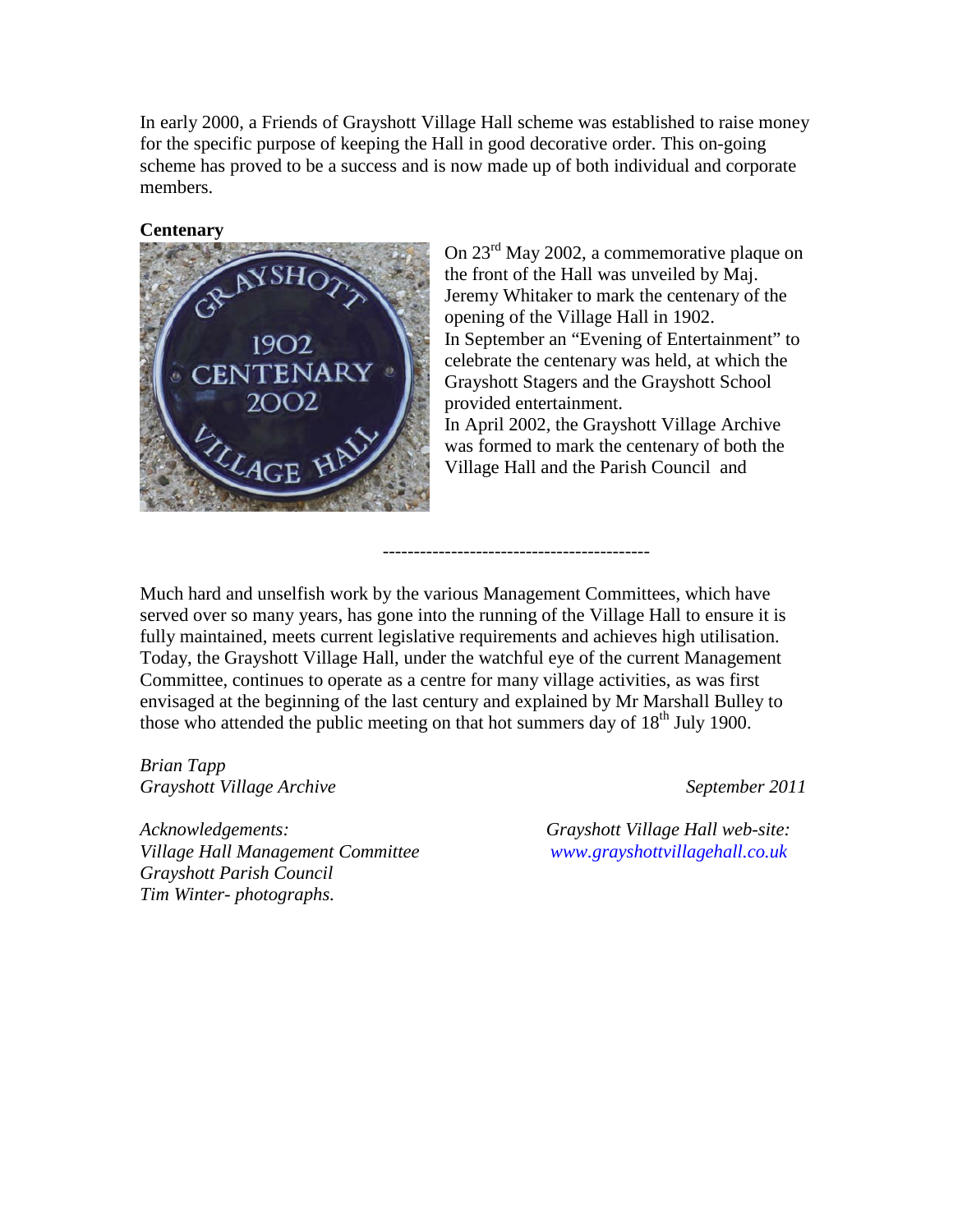In early 2000, a Friends of Grayshott Village Hall scheme was established to raise money for the specific purpose of keeping the Hall in good decorative order. This on-going scheme has proved to be a success and is now made up of both individual and corporate members.

**Centenary**

On 23rd May 2002, a commemorative plaque on the front of the Hall was unveiled by Maj. Jeremy Whitaker to mark the centenary of the opening of the Village Hall in 1902.
In September an "Evening of Entertainment" to celebrate the centenary was held, at which the Grayshott Stagers and the Grayshott School provided entertainment.
In April 2002, the Grayshott Village Archive was formed to mark the centenary of both the Village Hall and the Parish Council and

------------------------------------------

Much hard and unselfish work by the various Management Committees, which have served over so many years, has gone into the running of the Village Hall to ensure it is fully maintained, meets current legislative requirements and achieves high utilisation. Today, the Grayshott Village Hall, under the watchful eye of the current Management Committee, continues to operate as a centre for many village activities, as was first envisaged at the beginning of the last century and explained by Mr Marshall Bulley to those who attended the public meeting on that hot summers day of 18th July 1900.

*Brian Tapp*
*Grayshott Village Archive*

*September 2011*

*Acknowledgements:*
*Village Hall Management Committee*
*Grayshott Parish Council*
*Tim Winter- photographs.*

*Grayshott Village Hall web-site:*
*www.grayshottvillagehall.co.uk*